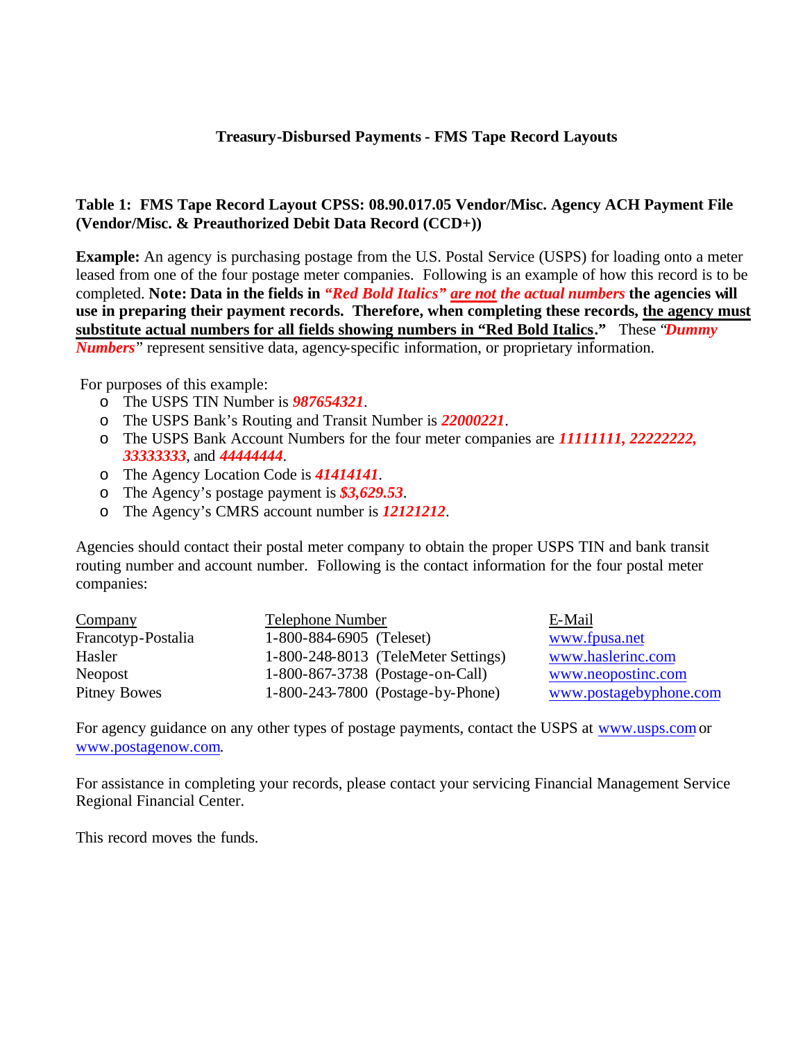## Treasury-Disbursed Payments - FMS Tape Record Layouts

### Table 1: FMS Tape Record Layout CPSS: 08.90.017.05 Vendor/Misc. Agency ACH Payment File (Vendor/Misc. & Preauthorized Debit Data Record (CCD+))

**Example:** An agency is purchasing postage from the U.S. Postal Service (USPS) for loading onto a meter leased from one of the four postage meter companies. Following is an example of how this record is to be completed. **Note: Data in the fields in *"Red Bold Italics"* *are not* *the actual numbers* the agencies will use in preparing their payment records. Therefore, when completing these records, the agency must substitute actual numbers for all fields showing numbers in "Red Bold Italics."** These "***Dummy Numbers***" represent sensitive data, agency-specific information, or proprietary information.

For purposes of this example:

- The USPS TIN Number is ***987654321***.
- The USPS Bank's Routing and Transit Number is ***22000221***.
- The USPS Bank Account Numbers for the four meter companies are ***11111111, 22222222, 33333333***, and ***44444444***.
- The Agency Location Code is ***41414141***.
- The Agency's postage payment is ***$3,629.53***.
- The Agency's CMRS account number is ***12121212***.

Agencies should contact their postal meter company to obtain the proper USPS TIN and bank transit routing number and account number. Following is the contact information for the four postal meter companies:

| Company | Telephone Number | E-Mail |
|---|---|---|
| Francotyp-Postalia | 1-800-884-6905 (Teleset) | www.fpusa.net |
| Hasler | 1-800-248-8013 (TeleMeter Settings) | www.haslerinc.com |
| Neopost | 1-800-867-3738 (Postage-on-Call) | www.neopostinc.com |
| Pitney Bowes | 1-800-243-7800 (Postage-by-Phone) | www.postagebyphone.com |

For agency guidance on any other types of postage payments, contact the USPS at www.usps.com or www.postagenow.com.

For assistance in completing your records, please contact your servicing Financial Management Service Regional Financial Center.

This record moves the funds.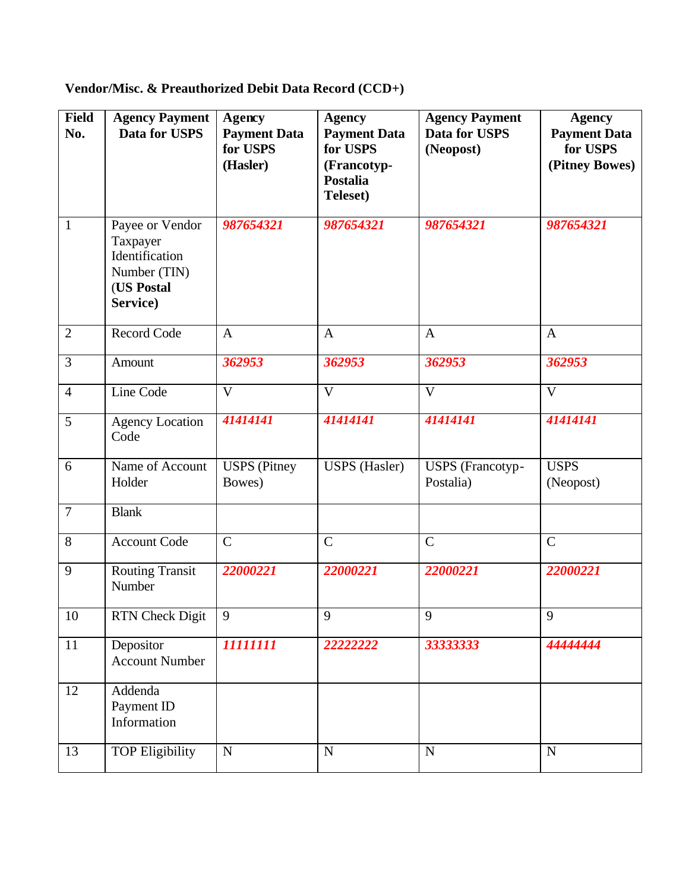**Vendor/Misc. & Preauthorized Debit Data Record (CCD+)**

| Field No. | Agency Payment Data for USPS | Agency Payment Data for USPS (Hasler) | Agency Payment Data for USPS (Francotyp-Postalia Teleset) | Agency Payment Data for USPS (Neopost) | Agency Payment Data for USPS (Pitney Bowes) |
|---|---|---|---|---|---|
| 1 | Payee or Vendor Taxpayer Identification Number (TIN) (**US Postal Service)** | ***987654321*** | ***987654321*** | ***987654321*** | ***987654321*** |
| 2 | Record Code | A | A | A | A |
| 3 | Amount | ***362953*** | ***362953*** | ***362953*** | ***362953*** |
| 4 | Line Code | V | V | V | V |
| 5 | Agency Location Code | ***41414141*** | ***41414141*** | ***41414141*** | ***41414141*** |
| 6 | Name of Account Holder | USPS (Pitney Bowes) | USPS (Hasler) | USPS (Francotyp-Postalia) | USPS (Neopost) |
| 7 | Blank | | | | |
| 8 | Account Code | C | C | C | C |
| 9 | Routing Transit Number | ***22000221*** | ***22000221*** | ***22000221*** | ***22000221*** |
| 10 | RTN Check Digit | 9 | 9 | 9 | 9 |
| 11 | Depositor Account Number | ***11111111*** | ***22222222*** | ***33333333*** | ***44444444*** |
| 12 | Addenda Payment ID Information | | | | |
| 13 | TOP Eligibility | N | N | N | N |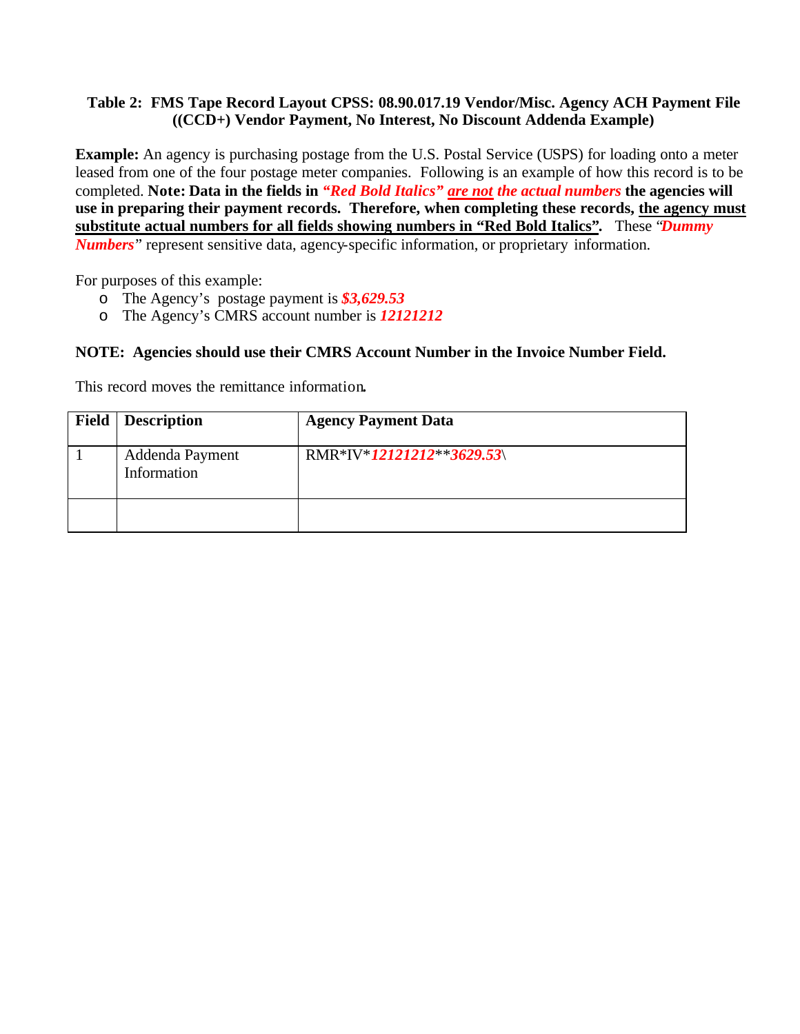**Table 2: FMS Tape Record Layout CPSS: 08.90.017.19 Vendor/Misc. Agency ACH Payment File ((CCD+) Vendor Payment, No Interest, No Discount Addenda Example)**

**Example:** An agency is purchasing postage from the U.S. Postal Service (USPS) for loading onto a meter leased from one of the four postage meter companies. Following is an example of how this record is to be completed. **Note: Data in the fields in *"Red Bold Italics"* *are not* *the actual numbers* the agencies will use in preparing their payment records. Therefore, when completing these records, the agency must substitute actual numbers for all fields showing numbers in "Red Bold Italics".** These "***Dummy Numbers***" represent sensitive data, agency-specific information, or proprietary information.

For purposes of this example:

- The Agency's postage payment is ***$3,629.53***
- The Agency's CMRS account number is ***12121212***

**NOTE: Agencies should use their CMRS Account Number in the Invoice Number Field.**

This record moves the remittance information.

| Field | Description | Agency Payment Data |
|---|---|---|
| 1 | Addenda Payment Information | RMR*IV****12121212*****3629.53***\ |
| | | |